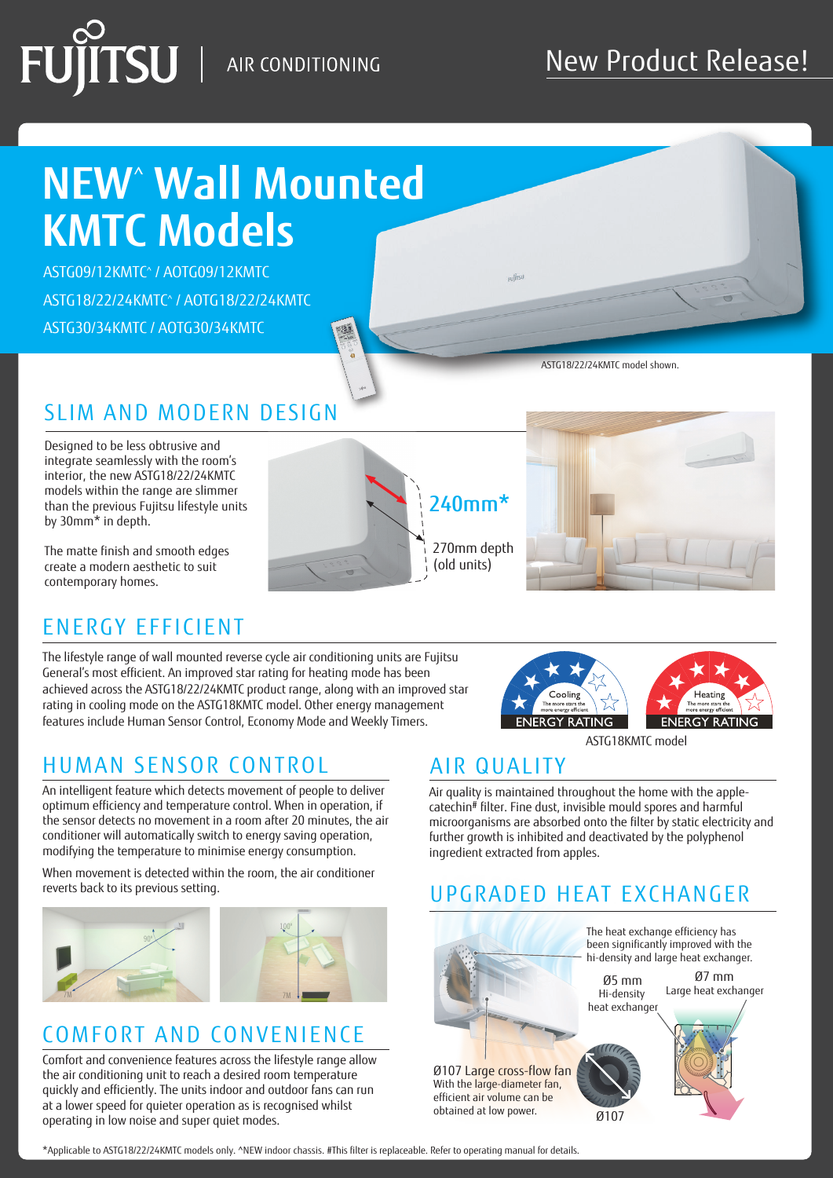FUJITSU | AIR CONDITIONING

New Product Release!

# NEW^ Wall Mounted KMTC Models

ASTG09/12KMTC^ / AOTG09/12KMTC

ASTG18/22/24KMTC^ / AOTG18/22/24KMTC

ASTG30/34KMTC / AOTG30/34KMTC

ASTG18/22/24KMTC model shown.

## SLIM AND MODERN DESIGN

Designed to be less obtrusive and integrate seamlessly with the room's interior, the new ASTG18/22/24KMTC models within the range are slimmer than the previous Fujitsu lifestyle units by 30mm* in depth.

The matte finish and smooth edges create a modern aesthetic to suit contemporary homes.

240mm*

270mm depth (old units)

## ENERGY EFFICIENT

The lifestyle range of wall mounted reverse cycle air conditioning units are Fujitsu General's most efficient. An improved star rating for heating mode has been achieved across the ASTG18/22/24KMTC product range, along with an improved star rating in cooling mode on the ASTG18KMTC model. Other energy management features include Human Sensor Control, Economy Mode and Weekly Timers.

Cooling ENERGY RATING | Heating ENERGY RATING

ASTG18KMTC model

## HUMAN SENSOR CONTROL

An intelligent feature which detects movement of people to deliver optimum efficiency and temperature control. When in operation, if the sensor detects no movement in a room after 20 minutes, the air conditioner will automatically switch to energy saving operation, modifying the temperature to minimise energy consumption.

When movement is detected within the room, the air conditioner reverts back to its previous setting.

## COMFORT AND CONVENIENCE

Comfort and convenience features across the lifestyle range allow the air conditioning unit to reach a desired room temperature quickly and efficiently. The units indoor and outdoor fans can run at a lower speed for quieter operation as is recognised whilst operating in low noise and super quiet modes.

## AIR QUALITY

Air quality is maintained throughout the home with the apple-catechin# filter. Fine dust, invisible mould spores and harmful microorganisms are absorbed onto the filter by static electricity and further growth is inhibited and deactivated by the polyphenol ingredient extracted from apples.

## UPGRADED HEAT EXCHANGER

The heat exchange efficiency has been significantly improved with the hi-density and large heat exchanger.

Ø5 mm Hi-density heat exchanger

Ø7 mm Large heat exchanger

Ø107 Large cross-flow fan
With the large-diameter fan, efficient air volume can be obtained at low power.

*Applicable to ASTG18/22/24KMTC models only. ^NEW indoor chassis. #This filter is replaceable. Refer to operating manual for details.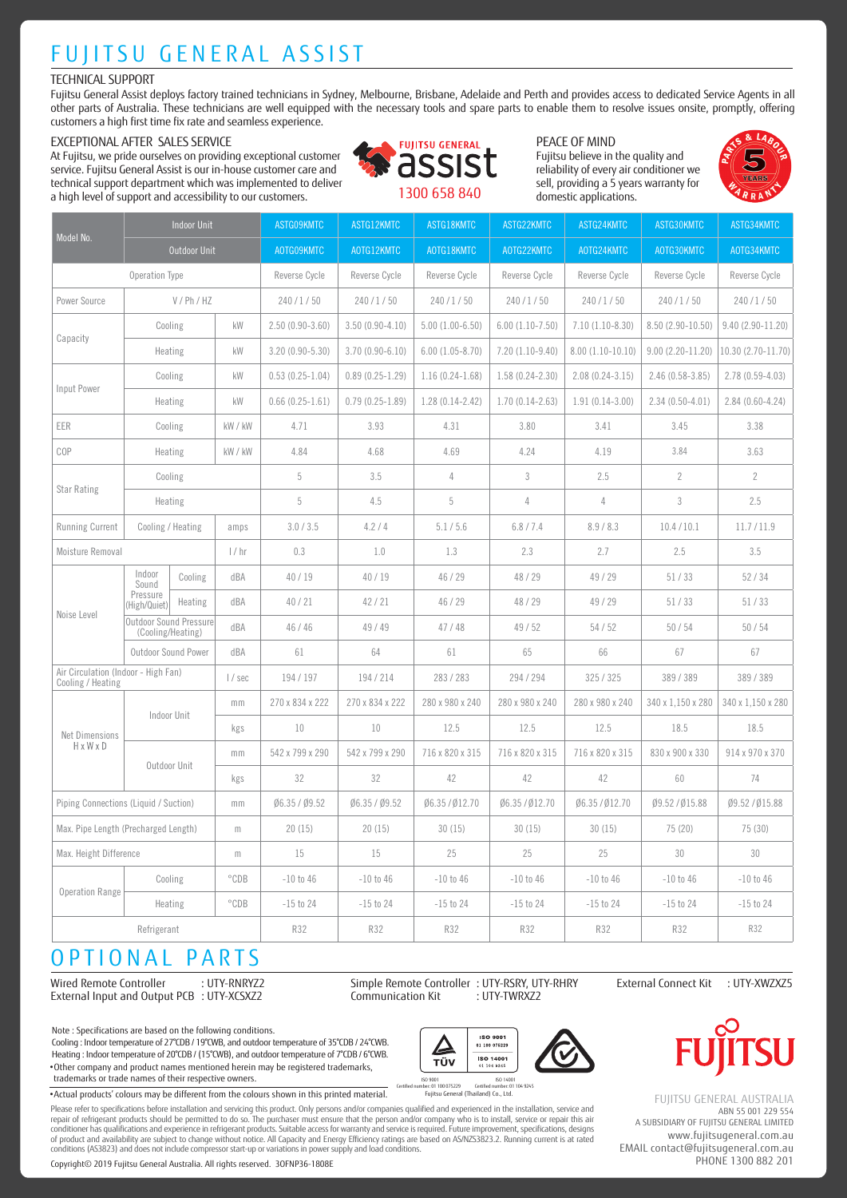# FUJITSU GENERAL ASSIST

## TECHNICAL SUPPORT

Fujitsu General Assist deploys factory trained technicians in Sydney, Melbourne, Brisbane, Adelaide and Perth and provides access to dedicated Service Agents in all other parts of Australia. These technicians are well equipped with the necessary tools and spare parts to enable them to resolve issues onsite, promptly, offering customers a high first time fix rate and seamless experience.

## EXCEPTIONAL AFTER SALES SERVICE

At Fujitsu, we pride ourselves on providing exceptional customer service. Fujitsu General Assist is our in-house customer care and technical support department which was implemented to deliver a high level of support and accessibility to our customers.

FUJITSU GENERAL assist 1300 658 840

## PEACE OF MIND

Fujitsu believe in the quality and reliability of every air conditioner we sell, providing a 5 years warranty for domestic applications.

PARTS & LABOUR 5 YEARS WARRANTY

| Model No. | | | ASTG09KMTC | ASTG12KMTC | ASTG18KMTC | ASTG22KMTC | ASTG24KMTC | ASTG30KMTC | ASTG34KMTC |
|---|---|---|---|---|---|---|---|---|---|
| | Indoor Unit | | ASTG09KMTC | ASTG12KMTC | ASTG18KMTC | ASTG22KMTC | ASTG24KMTC | ASTG30KMTC | ASTG34KMTC |
| | Outdoor Unit | | AOTG09KMTC | AOTG12KMTC | AOTG18KMTC | AOTG22KMTC | AOTG24KMTC | AOTG30KMTC | AOTG34KMTC |
| Operation Type | | | Reverse Cycle | Reverse Cycle | Reverse Cycle | Reverse Cycle | Reverse Cycle | Reverse Cycle | Reverse Cycle |
| Power Source | V / Ph / HZ | | 240 / 1 / 50 | 240 / 1 / 50 | 240 / 1 / 50 | 240 / 1 / 50 | 240 / 1 / 50 | 240 / 1 / 50 | 240 / 1 / 50 |
| Capacity | Cooling | kW | 2.50 (0.90-3.60) | 3.50 (0.90-4.10) | 5.00 (1.00-6.50) | 6.00 (1.10-7.50) | 7.10 (1.10-8.30) | 8.50 (2.90-10.50) | 9.40 (2.90-11.20) |
| | Heating | kW | 3.20 (0.90-5.30) | 3.70 (0.90-6.10) | 6.00 (1.05-8.70) | 7.20 (1.10-9.40) | 8.00 (1.10-10.10) | 9.00 (2.20-11.20) | 10.30 (2.70-11.70) |
| Input Power | Cooling | kW | 0.53 (0.25-1.04) | 0.89 (0.25-1.29) | 1.16 (0.24-1.68) | 1.58 (0.24-2.30) | 2.08 (0.24-3.15) | 2.46 (0.58-3.85) | 2.78 (0.59-4.03) |
| | Heating | kW | 0.66 (0.25-1.61) | 0.79 (0.25-1.89) | 1.28 (0.14-2.42) | 1.70 (0.14-2.63) | 1.91 (0.14-3.00) | 2.34 (0.50-4.01) | 2.84 (0.60-4.24) |
| EER | Cooling | kW / kW | 4.71 | 3.93 | 4.31 | 3.80 | 3.41 | 3.45 | 3.38 |
| COP | Heating | kW / kW | 4.84 | 4.68 | 4.69 | 4.24 | 4.19 | 3.84 | 3.63 |
| Star Rating | Cooling | | 5 | 3.5 | 4 | 3 | 2.5 | 2 | 2 |
| | Heating | | 5 | 4.5 | 5 | 4 | 4 | 3 | 2.5 |
| Running Current | Cooling / Heating | amps | 3.0 / 3.5 | 4.2 / 4 | 5.1 / 5.6 | 6.8 / 7.4 | 8.9 / 8.3 | 10.4 / 10.1 | 11.7 / 11.9 |
| Moisture Removal | | l / hr | 0.3 | 1.0 | 1.3 | 2.3 | 2.7 | 2.5 | 3.5 |
| Noise Level | Indoor Sound Pressure (High/Quiet) Cooling | dBA | 40 / 19 | 40 / 19 | 46 / 29 | 48 / 29 | 49 / 29 | 51 / 33 | 52 / 34 |
| | Indoor Sound Pressure (High/Quiet) Heating | dBA | 40 / 21 | 42 / 21 | 46 / 29 | 48 / 29 | 49 / 29 | 51 / 33 | 51 / 33 |
| | Outdoor Sound Pressure (Cooling/Heating) | dBA | 46 / 46 | 49 / 49 | 47 / 48 | 49 / 52 | 54 / 52 | 50 / 54 | 50 / 54 |
| | Outdoor Sound Power | dBA | 61 | 64 | 61 | 65 | 66 | 67 | 67 |
| Air Circulation (Indoor - High Fan) Cooling / Heating | | l / sec | 194 / 197 | 194 / 214 | 283 / 283 | 294 / 294 | 325 / 325 | 389 / 389 | 389 / 389 |
| Net Dimensions H x W x D | Indoor Unit | mm | 270 x 834 x 222 | 270 x 834 x 222 | 280 x 980 x 240 | 280 x 980 x 240 | 280 x 980 x 240 | 340 x 1,150 x 280 | 340 x 1,150 x 280 |
| | Indoor Unit | kgs | 10 | 10 | 12.5 | 12.5 | 12.5 | 18.5 | 18.5 |
| | Outdoor Unit | mm | 542 x 799 x 290 | 542 x 799 x 290 | 716 x 820 x 315 | 716 x 820 x 315 | 716 x 820 x 315 | 830 x 900 x 330 | 914 x 970 x 370 |
| | Outdoor Unit | kgs | 32 | 32 | 42 | 42 | 42 | 60 | 74 |
| Piping Connections (Liquid / Suction) | | mm | Ø6.35 / Ø9.52 | Ø6.35 / Ø9.52 | Ø6.35 /Ø12.70 | Ø6.35 /Ø12.70 | Ø6.35 /Ø12.70 | Ø9.52 /Ø15.88 | Ø9.52 /Ø15.88 |
| Max. Pipe Length (Precharged Length) | | m | 20 (15) | 20 (15) | 30 (15) | 30 (15) | 30 (15) | 75 (20) | 75 (30) |
| Max. Height Difference | | m | 15 | 15 | 25 | 25 | 25 | 30 | 30 |
| Operation Range | Cooling | °CDB | -10 to 46 | -10 to 46 | -10 to 46 | -10 to 46 | -10 to 46 | -10 to 46 | -10 to 46 |
| | Heating | °CDB | -15 to 24 | -15 to 24 | -15 to 24 | -15 to 24 | -15 to 24 | -15 to 24 | -15 to 24 |
| Refrigerant | | | R32 | R32 | R32 | R32 | R32 | R32 | R32 |

# OPTIONAL PARTS

Wired Remote Controller : UTY-RNRYZ2
External Input and Output PCB : UTY-XCSXZ2
Simple Remote Controller : UTY-RSRY, UTY-RHRY
Communication Kit : UTY-TWRXZ2
External Connect Kit : UTY-XWZXZ5

Note : Specifications are based on the following conditions.
Cooling : Indoor temperature of 27°CDB / 19°CWB, and outdoor temperature of 35°CDB / 24°CWB.
Heating : Indoor temperature of 20°CDB / (15°CWB), and outdoor temperature of 7°CDB / 6°CWB.

- Other company and product names mentioned herein may be registered trademarks, trademarks or trade names of their respective owners.
- Actual products' colours may be different from the colours shown in this printed material.

TÜV ISO 9001 Certified number: 01 100 075229 ISO 14001 Certified number: 01 104 9245
Fujitsu General (Thailand) Co., Ltd.

Please refer to specifications before installation and servicing this product. Only persons and/or companies qualified and experienced in the installation, service and repair of refrigerant products should be permitted to do so. The purchaser must ensure that the person and/or company who is to install, service or repair this air conditioner has qualifications and experience in refrigerant products. Suitable access for warranty and service is required. Future improvement, specifications, designs of product and availability are subject to change without notice. All Capacity and Energy Efficiency ratings are based on AS/NZS3823.2. Running current is at rated conditions (AS3823) and does not include compressor start-up or variations in power supply and load conditions.

Copyright© 2019 Fujitsu General Australia. All rights reserved. 3OFNP36-1808E

FUJITSU

FUJITSU GENERAL AUSTRALIA
ABN 55 001 229 554
A SUBSIDIARY OF FUJITSU GENERAL LIMITED
www.fujitsugeneral.com.au
EMAIL contact@fujitsugeneral.com.au
PHONE 1300 882 201